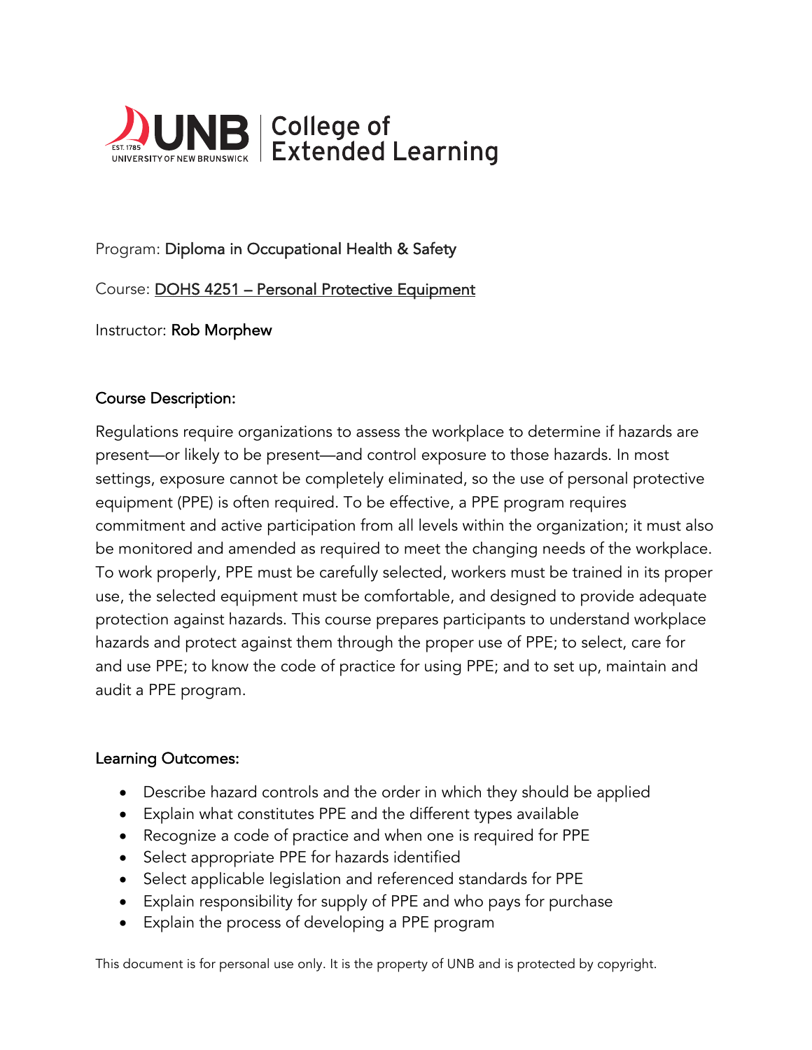UNB College of Extended Learning

Program: Diploma in Occupational Health & Safety

Course: DOHS 4251 – Personal Protective Equipment

Instructor: Rob Morphew

## Course Description:

Regulations require organizations to assess the workplace to determine if hazards are present—or likely to be present—and control exposure to those hazards. In most settings, exposure cannot be completely eliminated, so the use of personal protective equipment (PPE) is often required. To be effective, a PPE program requires commitment and active participation from all levels within the organization; it must also be monitored and amended as required to meet the changing needs of the workplace. To work properly, PPE must be carefully selected, workers must be trained in its proper use, the selected equipment must be comfortable, and designed to provide adequate protection against hazards. This course prepares participants to understand workplace hazards and protect against them through the proper use of PPE; to select, care for and use PPE; to know the code of practice for using PPE; and to set up, maintain and audit a PPE program.

## Learning Outcomes:

- Describe hazard controls and the order in which they should be applied
- Explain what constitutes PPE and the different types available
- Recognize a code of practice and when one is required for PPE
- Select appropriate PPE for hazards identified
- Select applicable legislation and referenced standards for PPE
- Explain responsibility for supply of PPE and who pays for purchase
- Explain the process of developing a PPE program

This document is for personal use only. It is the property of UNB and is protected by copyright.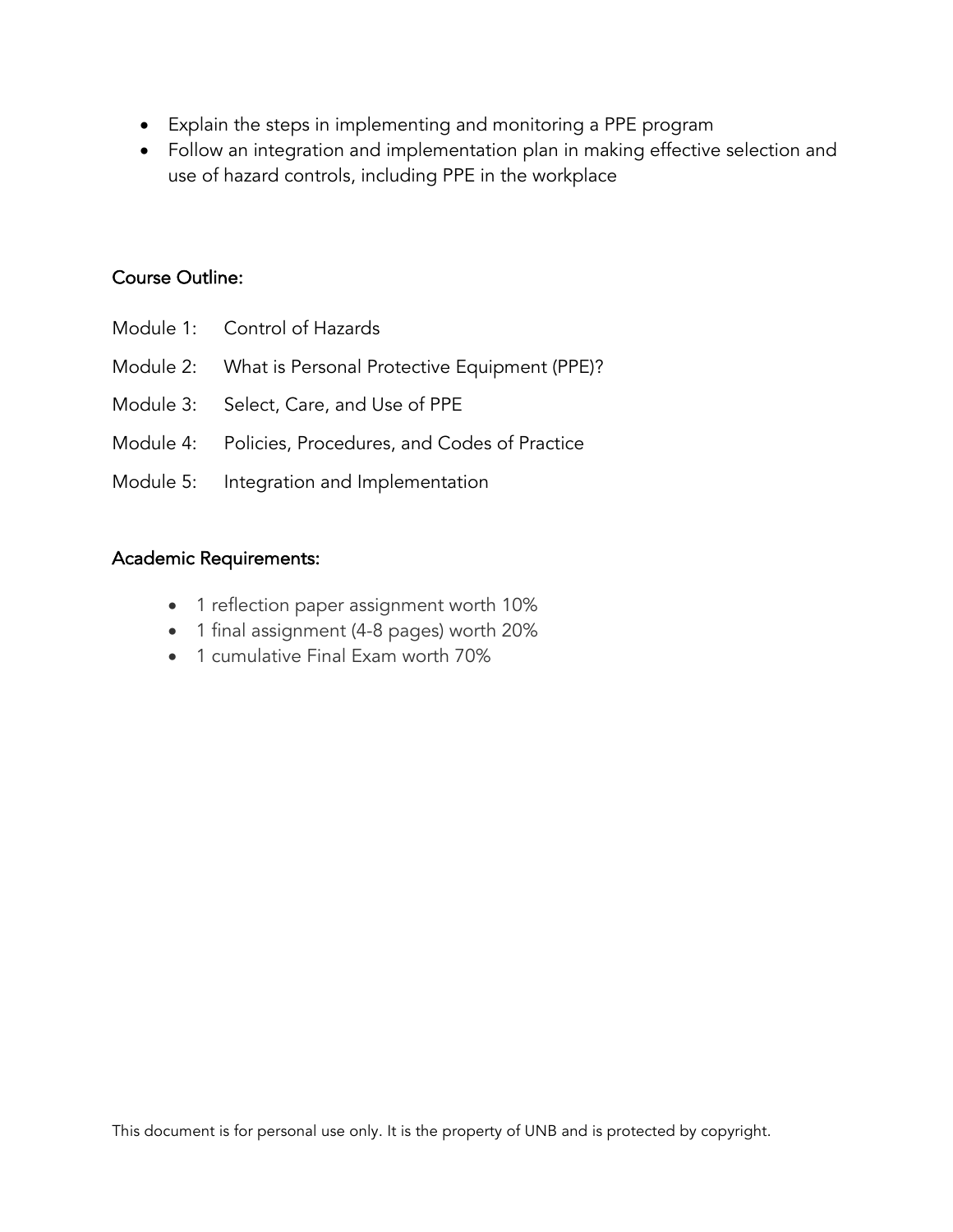- Explain the steps in implementing and monitoring a PPE program
- Follow an integration and implementation plan in making effective selection and use of hazard controls, including PPE in the workplace

## Course Outline:

Module 1: Control of Hazards

Module 2: What is Personal Protective Equipment (PPE)?

Module 3: Select, Care, and Use of PPE

Module 4: Policies, Procedures, and Codes of Practice

Module 5: Integration and Implementation

## Academic Requirements:

- 1 reflection paper assignment worth 10%
- 1 final assignment (4-8 pages) worth 20%
- 1 cumulative Final Exam worth 70%

This document is for personal use only. It is the property of UNB and is protected by copyright.